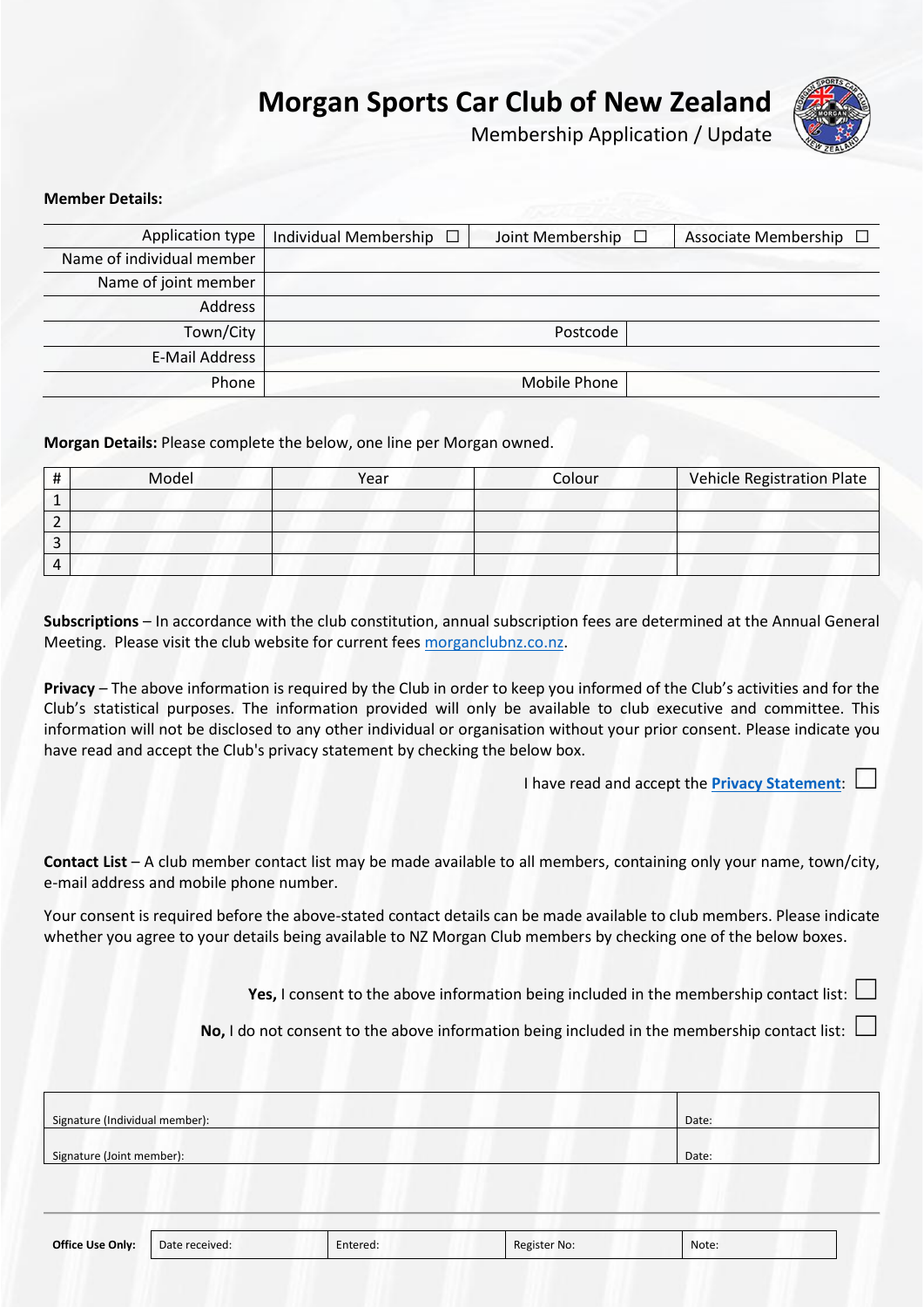# Morgan Sports Car Club of New Zealand

Membership Application / Update

**Member Details:**

| Application type | Individual Membership ☐ | Joint Membership ☐ | Associate Membership ☐ |
|---|---|---|---|
| Name of individual member | | | |
| Name of joint member | | | |
| Address | | | |
| Town/City | | Postcode | |
| E-Mail Address | | | |
| Phone | | Mobile Phone | |

**Morgan Details:** Please complete the below, one line per Morgan owned.

| # | Model | Year | Colour | Vehicle Registration Plate |
|---|---|---|---|---|
| 1 | | | | |
| 2 | | | | |
| 3 | | | | |
| 4 | | | | |

**Subscriptions** – In accordance with the club constitution, annual subscription fees are determined at the Annual General Meeting. Please visit the club website for current fees morganclubnz.co.nz.

**Privacy** – The above information is required by the Club in order to keep you informed of the Club's activities and for the Club's statistical purposes. The information provided will only be available to club executive and committee. This information will not be disclosed to any other individual or organisation without your prior consent. Please indicate you have read and accept the Club's privacy statement by checking the below box.

I have read and accept the **Privacy Statement**: ☐

**Contact List** – A club member contact list may be made available to all members, containing only your name, town/city, e-mail address and mobile phone number.

Your consent is required before the above-stated contact details can be made available to club members. Please indicate whether you agree to your details being available to NZ Morgan Club members by checking one of the below boxes.

**Yes,** I consent to the above information being included in the membership contact list: ☐

**No,** I do not consent to the above information being included in the membership contact list: ☐

| Signature (Individual member): | Date: |
|---|---|
| Signature (Joint member): | Date: |

| **Office Use Only:** | Date received: | Entered: | Register No: | Note: |
|---|---|---|---|---|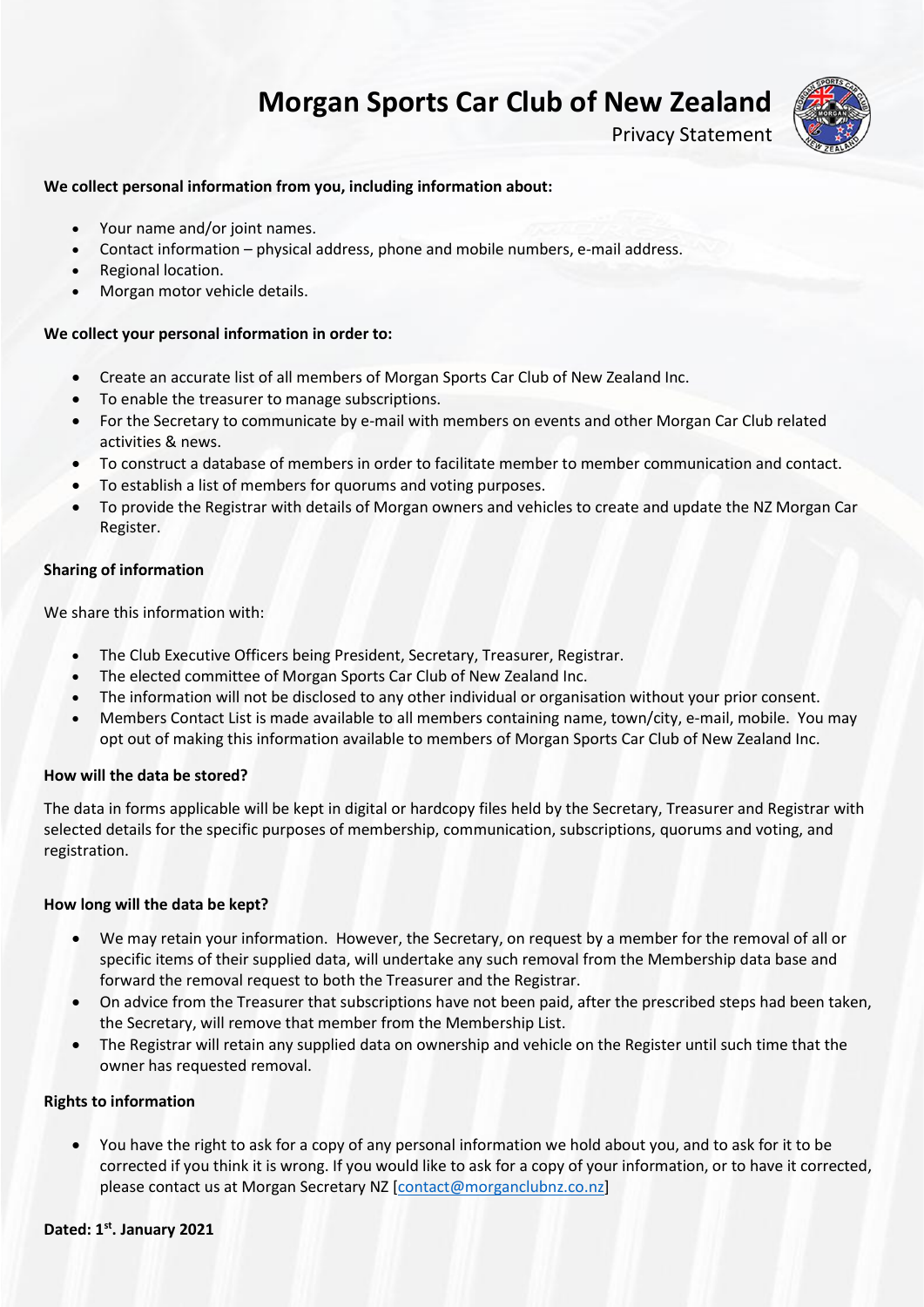# Morgan Sports Car Club of New Zealand

Privacy Statement

**We collect personal information from you, including information about:**

- Your name and/or joint names.
- Contact information – physical address, phone and mobile numbers, e-mail address.
- Regional location.
- Morgan motor vehicle details.

**We collect your personal information in order to:**

- Create an accurate list of all members of Morgan Sports Car Club of New Zealand Inc.
- To enable the treasurer to manage subscriptions.
- For the Secretary to communicate by e-mail with members on events and other Morgan Car Club related activities & news.
- To construct a database of members in order to facilitate member to member communication and contact.
- To establish a list of members for quorums and voting purposes.
- To provide the Registrar with details of Morgan owners and vehicles to create and update the NZ Morgan Car Register.

**Sharing of information**

We share this information with:

- The Club Executive Officers being President, Secretary, Treasurer, Registrar.
- The elected committee of Morgan Sports Car Club of New Zealand Inc.
- The information will not be disclosed to any other individual or organisation without your prior consent.
- Members Contact List is made available to all members containing name, town/city, e-mail, mobile. You may opt out of making this information available to members of Morgan Sports Car Club of New Zealand Inc.

**How will the data be stored?**

The data in forms applicable will be kept in digital or hardcopy files held by the Secretary, Treasurer and Registrar with selected details for the specific purposes of membership, communication, subscriptions, quorums and voting, and registration.

**How long will the data be kept?**

- We may retain your information. However, the Secretary, on request by a member for the removal of all or specific items of their supplied data, will undertake any such removal from the Membership data base and forward the removal request to both the Treasurer and the Registrar.
- On advice from the Treasurer that subscriptions have not been paid, after the prescribed steps had been taken, the Secretary, will remove that member from the Membership List.
- The Registrar will retain any supplied data on ownership and vehicle on the Register until such time that the owner has requested removal.

**Rights to information**

- You have the right to ask for a copy of any personal information we hold about you, and to ask for it to be corrected if you think it is wrong. If you would like to ask for a copy of your information, or to have it corrected, please contact us at Morgan Secretary NZ [contact@morganclubnz.co.nz]

**Dated: 1st. January 2021**